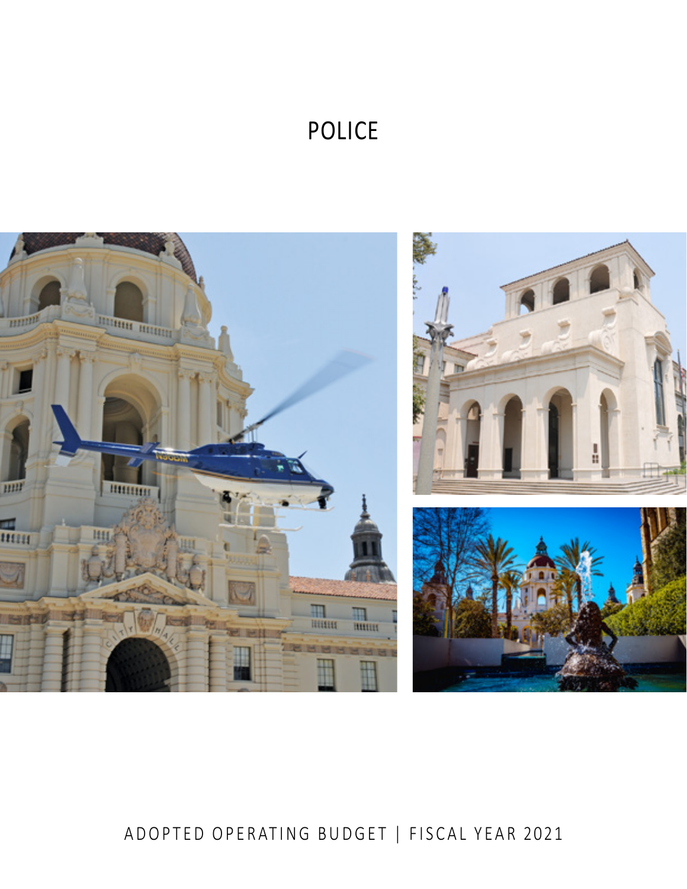# POLICE

ADOPTED OPERATING BUDGET | FISCAL YEAR 2021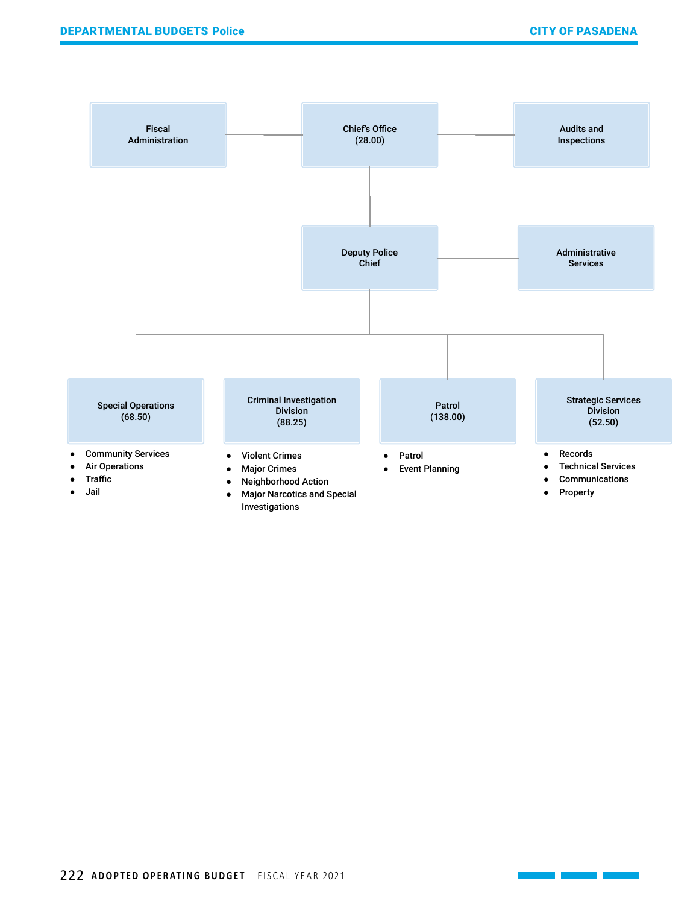Fiscal Administration

Chief's Office (28.00)

Audits and Inspections

Deputy Police Chief

Administrative Services

**Special Operations (68.50)**

- Community Services
- Air Operations
- Traffic
- Jail

**Criminal Investigation Division (88.25)**

- Violent Crimes
- Major Crimes
- Neighborhood Action
- Major Narcotics and Special Investigations

**Patrol (138.00)**

- Patrol
- Event Planning

**Strategic Services Division (52.50)**

- Records
- Technical Services
- Communications
- Property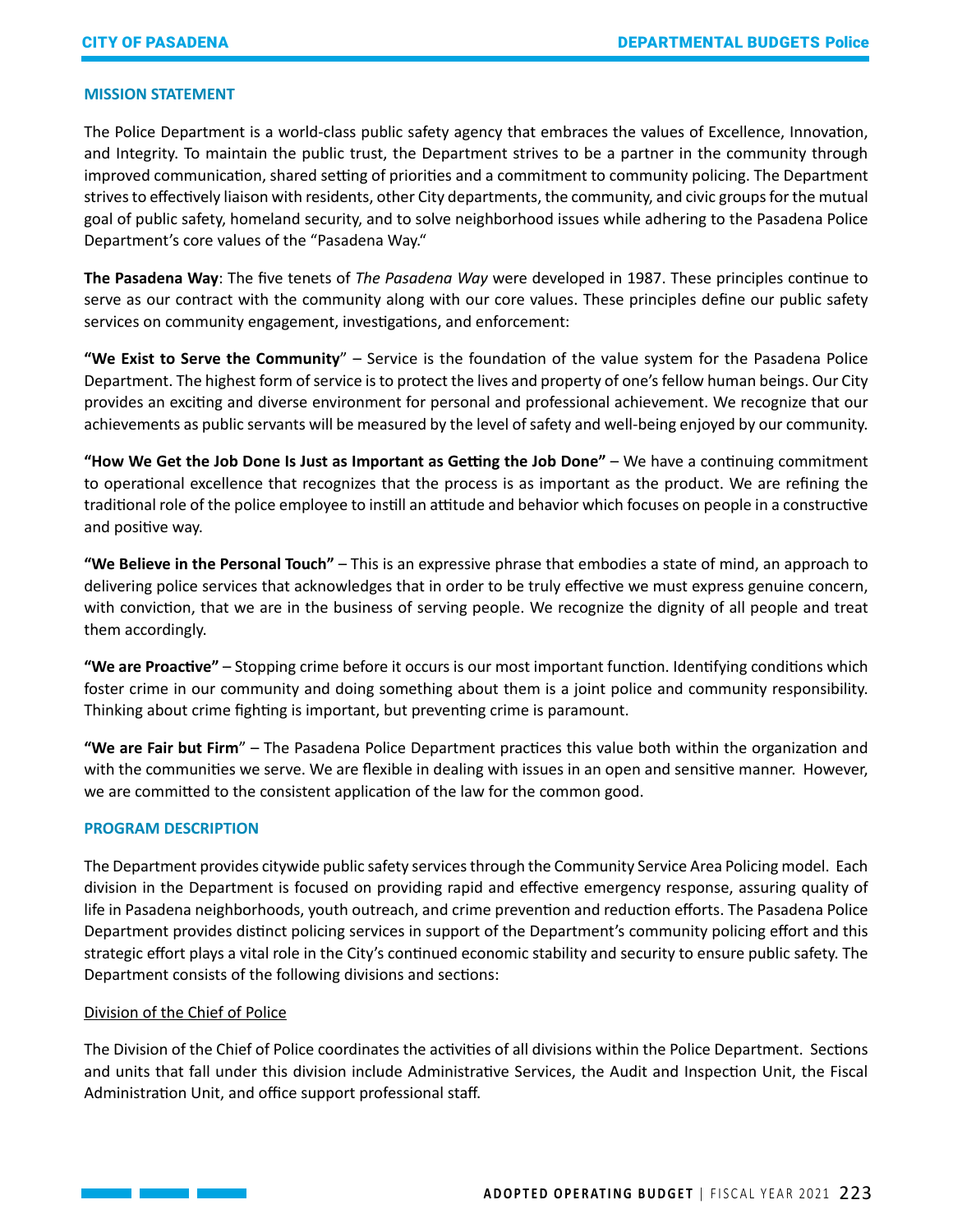## MISSION STATEMENT

The Police Department is a world-class public safety agency that embraces the values of Excellence, Innovation, and Integrity. To maintain the public trust, the Department strives to be a partner in the community through improved communication, shared setting of priorities and a commitment to community policing. The Department strives to effectively liaison with residents, other City departments, the community, and civic groups for the mutual goal of public safety, homeland security, and to solve neighborhood issues while adhering to the Pasadena Police Department's core values of the "Pasadena Way."

**The Pasadena Way**: The five tenets of *The Pasadena Way* were developed in 1987. These principles continue to serve as our contract with the community along with our core values. These principles define our public safety services on community engagement, investigations, and enforcement:

**"We Exist to Serve the Community**" – Service is the foundation of the value system for the Pasadena Police Department. The highest form of service is to protect the lives and property of one's fellow human beings. Our City provides an exciting and diverse environment for personal and professional achievement. We recognize that our achievements as public servants will be measured by the level of safety and well-being enjoyed by our community.

**"How We Get the Job Done Is Just as Important as Getting the Job Done"** – We have a continuing commitment to operational excellence that recognizes that the process is as important as the product. We are refining the traditional role of the police employee to instill an attitude and behavior which focuses on people in a constructive and positive way.

**"We Believe in the Personal Touch"** – This is an expressive phrase that embodies a state of mind, an approach to delivering police services that acknowledges that in order to be truly effective we must express genuine concern, with conviction, that we are in the business of serving people. We recognize the dignity of all people and treat them accordingly.

**"We are Proactive"** – Stopping crime before it occurs is our most important function. Identifying conditions which foster crime in our community and doing something about them is a joint police and community responsibility. Thinking about crime fighting is important, but preventing crime is paramount.

**"We are Fair but Firm**" – The Pasadena Police Department practices this value both within the organization and with the communities we serve. We are flexible in dealing with issues in an open and sensitive manner. However, we are committed to the consistent application of the law for the common good.

## PROGRAM DESCRIPTION

The Department provides citywide public safety services through the Community Service Area Policing model. Each division in the Department is focused on providing rapid and effective emergency response, assuring quality of life in Pasadena neighborhoods, youth outreach, and crime prevention and reduction efforts. The Pasadena Police Department provides distinct policing services in support of the Department's community policing effort and this strategic effort plays a vital role in the City's continued economic stability and security to ensure public safety. The Department consists of the following divisions and sections:

### Division of the Chief of Police

The Division of the Chief of Police coordinates the activities of all divisions within the Police Department. Sections and units that fall under this division include Administrative Services, the Audit and Inspection Unit, the Fiscal Administration Unit, and office support professional staff.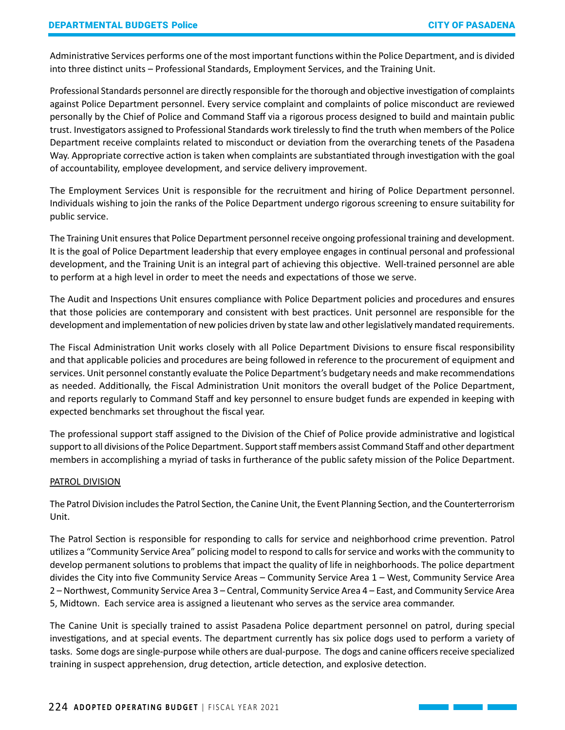Administrative Services performs one of the most important functions within the Police Department, and is divided into three distinct units – Professional Standards, Employment Services, and the Training Unit.

Professional Standards personnel are directly responsible for the thorough and objective investigation of complaints against Police Department personnel. Every service complaint and complaints of police misconduct are reviewed personally by the Chief of Police and Command Staff via a rigorous process designed to build and maintain public trust. Investigators assigned to Professional Standards work tirelessly to find the truth when members of the Police Department receive complaints related to misconduct or deviation from the overarching tenets of the Pasadena Way. Appropriate corrective action is taken when complaints are substantiated through investigation with the goal of accountability, employee development, and service delivery improvement.

The Employment Services Unit is responsible for the recruitment and hiring of Police Department personnel. Individuals wishing to join the ranks of the Police Department undergo rigorous screening to ensure suitability for public service.

The Training Unit ensures that Police Department personnel receive ongoing professional training and development. It is the goal of Police Department leadership that every employee engages in continual personal and professional development, and the Training Unit is an integral part of achieving this objective. Well-trained personnel are able to perform at a high level in order to meet the needs and expectations of those we serve.

The Audit and Inspections Unit ensures compliance with Police Department policies and procedures and ensures that those policies are contemporary and consistent with best practices. Unit personnel are responsible for the development and implementation of new policies driven by state law and other legislatively mandated requirements.

The Fiscal Administration Unit works closely with all Police Department Divisions to ensure fiscal responsibility and that applicable policies and procedures are being followed in reference to the procurement of equipment and services. Unit personnel constantly evaluate the Police Department's budgetary needs and make recommendations as needed. Additionally, the Fiscal Administration Unit monitors the overall budget of the Police Department, and reports regularly to Command Staff and key personnel to ensure budget funds are expended in keeping with expected benchmarks set throughout the fiscal year.

The professional support staff assigned to the Division of the Chief of Police provide administrative and logistical support to all divisions of the Police Department. Support staff members assist Command Staff and other department members in accomplishing a myriad of tasks in furtherance of the public safety mission of the Police Department.

PATROL DIVISION

The Patrol Division includes the Patrol Section, the Canine Unit, the Event Planning Section, and the Counterterrorism Unit.

The Patrol Section is responsible for responding to calls for service and neighborhood crime prevention. Patrol utilizes a "Community Service Area" policing model to respond to calls for service and works with the community to develop permanent solutions to problems that impact the quality of life in neighborhoods. The police department divides the City into five Community Service Areas – Community Service Area 1 – West, Community Service Area 2 – Northwest, Community Service Area 3 – Central, Community Service Area 4 – East, and Community Service Area 5, Midtown. Each service area is assigned a lieutenant who serves as the service area commander.

The Canine Unit is specially trained to assist Pasadena Police department personnel on patrol, during special investigations, and at special events. The department currently has six police dogs used to perform a variety of tasks. Some dogs are single-purpose while others are dual-purpose. The dogs and canine officers receive specialized training in suspect apprehension, drug detection, article detection, and explosive detection.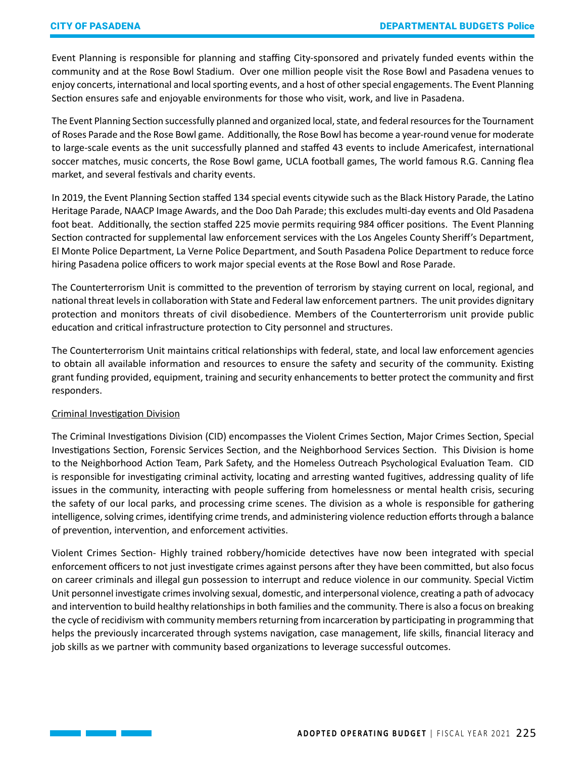Event Planning is responsible for planning and staffing City-sponsored and privately funded events within the community and at the Rose Bowl Stadium. Over one million people visit the Rose Bowl and Pasadena venues to enjoy concerts, international and local sporting events, and a host of other special engagements. The Event Planning Section ensures safe and enjoyable environments for those who visit, work, and live in Pasadena.

The Event Planning Section successfully planned and organized local, state, and federal resources for the Tournament of Roses Parade and the Rose Bowl game. Additionally, the Rose Bowl has become a year-round venue for moderate to large-scale events as the unit successfully planned and staffed 43 events to include Americafest, international soccer matches, music concerts, the Rose Bowl game, UCLA football games, The world famous R.G. Canning flea market, and several festivals and charity events.

In 2019, the Event Planning Section staffed 134 special events citywide such as the Black History Parade, the Latino Heritage Parade, NAACP Image Awards, and the Doo Dah Parade; this excludes multi-day events and Old Pasadena foot beat. Additionally, the section staffed 225 movie permits requiring 984 officer positions. The Event Planning Section contracted for supplemental law enforcement services with the Los Angeles County Sheriff's Department, El Monte Police Department, La Verne Police Department, and South Pasadena Police Department to reduce force hiring Pasadena police officers to work major special events at the Rose Bowl and Rose Parade.

The Counterterrorism Unit is committed to the prevention of terrorism by staying current on local, regional, and national threat levels in collaboration with State and Federal law enforcement partners. The unit provides dignitary protection and monitors threats of civil disobedience. Members of the Counterterrorism unit provide public education and critical infrastructure protection to City personnel and structures.

The Counterterrorism Unit maintains critical relationships with federal, state, and local law enforcement agencies to obtain all available information and resources to ensure the safety and security of the community. Existing grant funding provided, equipment, training and security enhancements to better protect the community and first responders.

Criminal Investigation Division

The Criminal Investigations Division (CID) encompasses the Violent Crimes Section, Major Crimes Section, Special Investigations Section, Forensic Services Section, and the Neighborhood Services Section. This Division is home to the Neighborhood Action Team, Park Safety, and the Homeless Outreach Psychological Evaluation Team. CID is responsible for investigating criminal activity, locating and arresting wanted fugitives, addressing quality of life issues in the community, interacting with people suffering from homelessness or mental health crisis, securing the safety of our local parks, and processing crime scenes. The division as a whole is responsible for gathering intelligence, solving crimes, identifying crime trends, and administering violence reduction efforts through a balance of prevention, intervention, and enforcement activities.

Violent Crimes Section- Highly trained robbery/homicide detectives have now been integrated with special enforcement officers to not just investigate crimes against persons after they have been committed, but also focus on career criminals and illegal gun possession to interrupt and reduce violence in our community. Special Victim Unit personnel investigate crimes involving sexual, domestic, and interpersonal violence, creating a path of advocacy and intervention to build healthy relationships in both families and the community. There is also a focus on breaking the cycle of recidivism with community members returning from incarceration by participating in programming that helps the previously incarcerated through systems navigation, case management, life skills, financial literacy and job skills as we partner with community based organizations to leverage successful outcomes.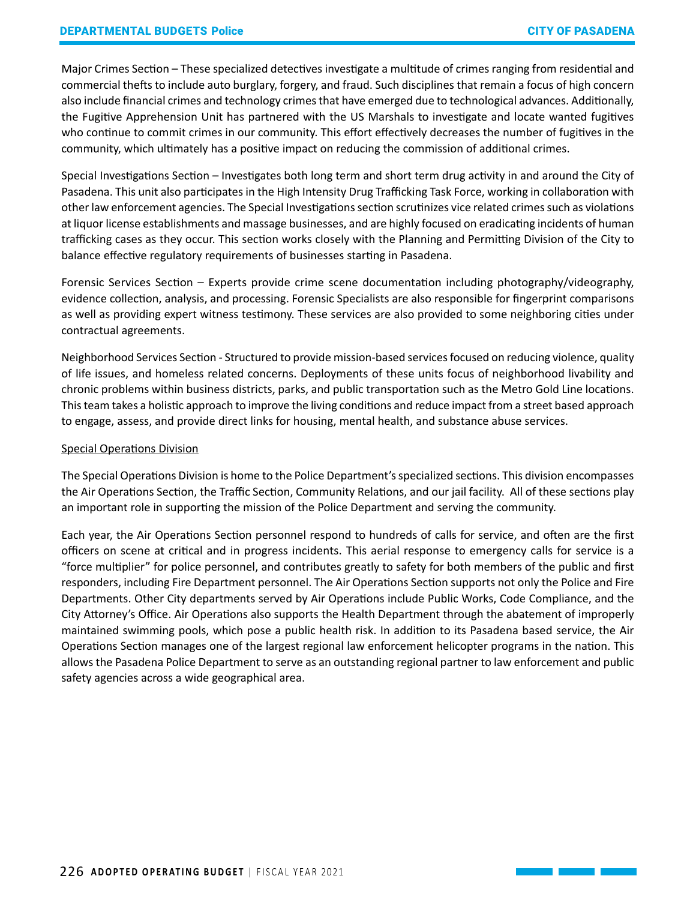Major Crimes Section – These specialized detectives investigate a multitude of crimes ranging from residential and commercial thefts to include auto burglary, forgery, and fraud. Such disciplines that remain a focus of high concern also include financial crimes and technology crimes that have emerged due to technological advances. Additionally, the Fugitive Apprehension Unit has partnered with the US Marshals to investigate and locate wanted fugitives who continue to commit crimes in our community. This effort effectively decreases the number of fugitives in the community, which ultimately has a positive impact on reducing the commission of additional crimes.

Special Investigations Section – Investigates both long term and short term drug activity in and around the City of Pasadena. This unit also participates in the High Intensity Drug Trafficking Task Force, working in collaboration with other law enforcement agencies. The Special Investigations section scrutinizes vice related crimes such as violations at liquor license establishments and massage businesses, and are highly focused on eradicating incidents of human trafficking cases as they occur. This section works closely with the Planning and Permitting Division of the City to balance effective regulatory requirements of businesses starting in Pasadena.

Forensic Services Section – Experts provide crime scene documentation including photography/videography, evidence collection, analysis, and processing. Forensic Specialists are also responsible for fingerprint comparisons as well as providing expert witness testimony. These services are also provided to some neighboring cities under contractual agreements.

Neighborhood Services Section - Structured to provide mission-based services focused on reducing violence, quality of life issues, and homeless related concerns. Deployments of these units focus of neighborhood livability and chronic problems within business districts, parks, and public transportation such as the Metro Gold Line locations. This team takes a holistic approach to improve the living conditions and reduce impact from a street based approach to engage, assess, and provide direct links for housing, mental health, and substance abuse services.

Special Operations Division

The Special Operations Division is home to the Police Department's specialized sections. This division encompasses the Air Operations Section, the Traffic Section, Community Relations, and our jail facility. All of these sections play an important role in supporting the mission of the Police Department and serving the community.

Each year, the Air Operations Section personnel respond to hundreds of calls for service, and often are the first officers on scene at critical and in progress incidents. This aerial response to emergency calls for service is a "force multiplier" for police personnel, and contributes greatly to safety for both members of the public and first responders, including Fire Department personnel. The Air Operations Section supports not only the Police and Fire Departments. Other City departments served by Air Operations include Public Works, Code Compliance, and the City Attorney's Office. Air Operations also supports the Health Department through the abatement of improperly maintained swimming pools, which pose a public health risk. In addition to its Pasadena based service, the Air Operations Section manages one of the largest regional law enforcement helicopter programs in the nation. This allows the Pasadena Police Department to serve as an outstanding regional partner to law enforcement and public safety agencies across a wide geographical area.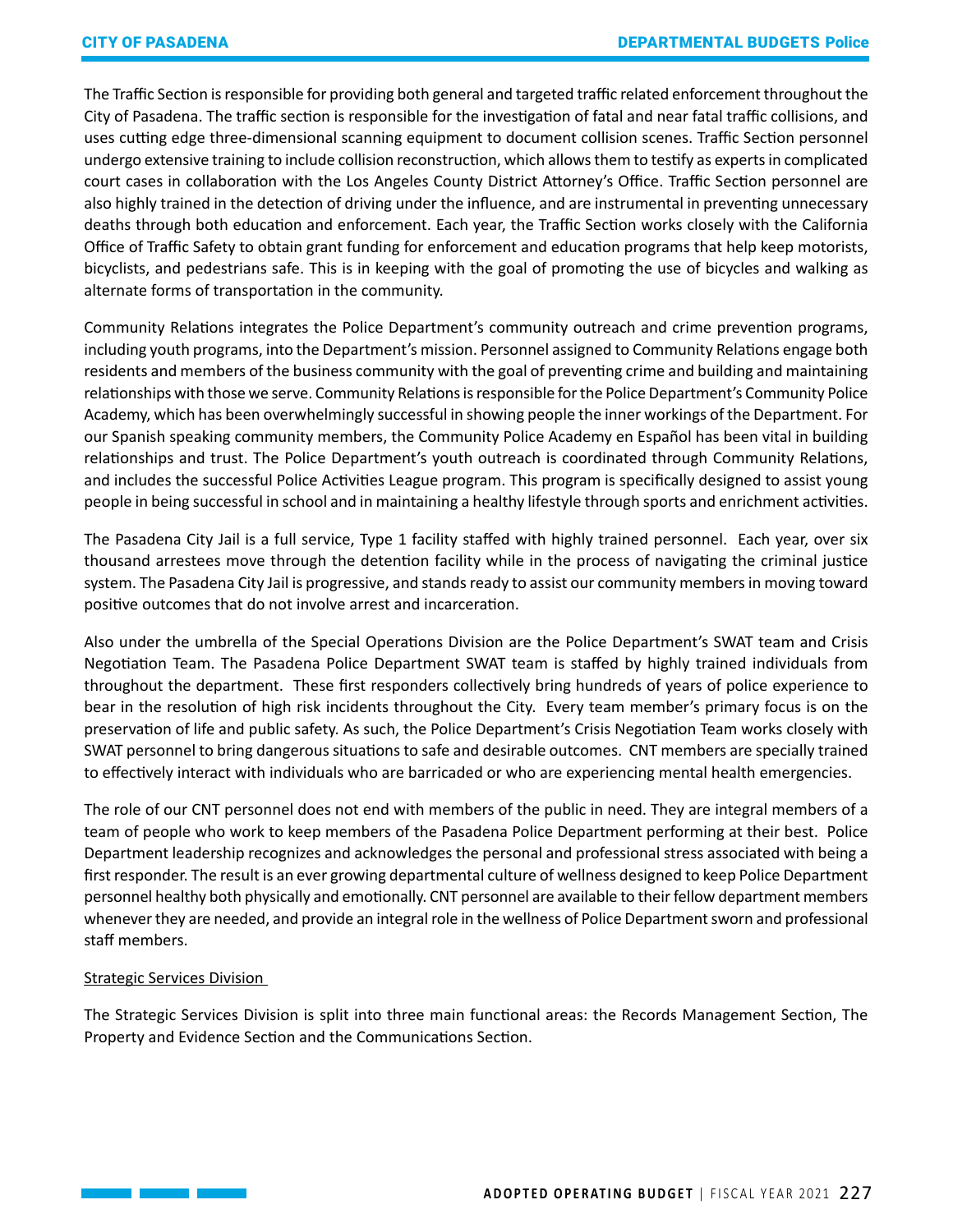The Traffic Section is responsible for providing both general and targeted traffic related enforcement throughout the City of Pasadena. The traffic section is responsible for the investigation of fatal and near fatal traffic collisions, and uses cutting edge three-dimensional scanning equipment to document collision scenes. Traffic Section personnel undergo extensive training to include collision reconstruction, which allows them to testify as experts in complicated court cases in collaboration with the Los Angeles County District Attorney's Office. Traffic Section personnel are also highly trained in the detection of driving under the influence, and are instrumental in preventing unnecessary deaths through both education and enforcement. Each year, the Traffic Section works closely with the California Office of Traffic Safety to obtain grant funding for enforcement and education programs that help keep motorists, bicyclists, and pedestrians safe. This is in keeping with the goal of promoting the use of bicycles and walking as alternate forms of transportation in the community.

Community Relations integrates the Police Department's community outreach and crime prevention programs, including youth programs, into the Department's mission. Personnel assigned to Community Relations engage both residents and members of the business community with the goal of preventing crime and building and maintaining relationships with those we serve. Community Relations is responsible for the Police Department's Community Police Academy, which has been overwhelmingly successful in showing people the inner workings of the Department. For our Spanish speaking community members, the Community Police Academy en Español has been vital in building relationships and trust. The Police Department's youth outreach is coordinated through Community Relations, and includes the successful Police Activities League program. This program is specifically designed to assist young people in being successful in school and in maintaining a healthy lifestyle through sports and enrichment activities.

The Pasadena City Jail is a full service, Type 1 facility staffed with highly trained personnel. Each year, over six thousand arrestees move through the detention facility while in the process of navigating the criminal justice system. The Pasadena City Jail is progressive, and stands ready to assist our community members in moving toward positive outcomes that do not involve arrest and incarceration.

Also under the umbrella of the Special Operations Division are the Police Department's SWAT team and Crisis Negotiation Team. The Pasadena Police Department SWAT team is staffed by highly trained individuals from throughout the department. These first responders collectively bring hundreds of years of police experience to bear in the resolution of high risk incidents throughout the City. Every team member's primary focus is on the preservation of life and public safety. As such, the Police Department's Crisis Negotiation Team works closely with SWAT personnel to bring dangerous situations to safe and desirable outcomes. CNT members are specially trained to effectively interact with individuals who are barricaded or who are experiencing mental health emergencies.

The role of our CNT personnel does not end with members of the public in need. They are integral members of a team of people who work to keep members of the Pasadena Police Department performing at their best. Police Department leadership recognizes and acknowledges the personal and professional stress associated with being a first responder. The result is an ever growing departmental culture of wellness designed to keep Police Department personnel healthy both physically and emotionally. CNT personnel are available to their fellow department members whenever they are needed, and provide an integral role in the wellness of Police Department sworn and professional staff members.

Strategic Services Division

The Strategic Services Division is split into three main functional areas: the Records Management Section, The Property and Evidence Section and the Communications Section.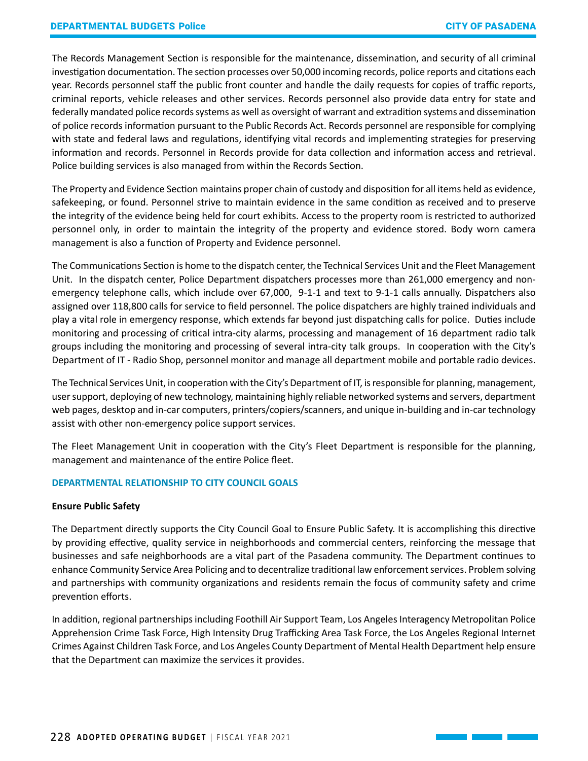The Records Management Section is responsible for the maintenance, dissemination, and security of all criminal investigation documentation. The section processes over 50,000 incoming records, police reports and citations each year. Records personnel staff the public front counter and handle the daily requests for copies of traffic reports, criminal reports, vehicle releases and other services. Records personnel also provide data entry for state and federally mandated police records systems as well as oversight of warrant and extradition systems and dissemination of police records information pursuant to the Public Records Act. Records personnel are responsible for complying with state and federal laws and regulations, identifying vital records and implementing strategies for preserving information and records. Personnel in Records provide for data collection and information access and retrieval. Police building services is also managed from within the Records Section.

The Property and Evidence Section maintains proper chain of custody and disposition for all items held as evidence, safekeeping, or found. Personnel strive to maintain evidence in the same condition as received and to preserve the integrity of the evidence being held for court exhibits. Access to the property room is restricted to authorized personnel only, in order to maintain the integrity of the property and evidence stored. Body worn camera management is also a function of Property and Evidence personnel.

The Communications Section is home to the dispatch center, the Technical Services Unit and the Fleet Management Unit. In the dispatch center, Police Department dispatchers processes more than 261,000 emergency and non-emergency telephone calls, which include over 67,000, 9-1-1 and text to 9-1-1 calls annually. Dispatchers also assigned over 118,800 calls for service to field personnel. The police dispatchers are highly trained individuals and play a vital role in emergency response, which extends far beyond just dispatching calls for police. Duties include monitoring and processing of critical intra-city alarms, processing and management of 16 department radio talk groups including the monitoring and processing of several intra-city talk groups. In cooperation with the City's Department of IT - Radio Shop, personnel monitor and manage all department mobile and portable radio devices.

The Technical Services Unit, in cooperation with the City's Department of IT, is responsible for planning, management, user support, deploying of new technology, maintaining highly reliable networked systems and servers, department web pages, desktop and in-car computers, printers/copiers/scanners, and unique in-building and in-car technology assist with other non-emergency police support services.

The Fleet Management Unit in cooperation with the City's Fleet Department is responsible for the planning, management and maintenance of the entire Police fleet.

## DEPARTMENTAL RELATIONSHIP TO CITY COUNCIL GOALS

**Ensure Public Safety**

The Department directly supports the City Council Goal to Ensure Public Safety. It is accomplishing this directive by providing effective, quality service in neighborhoods and commercial centers, reinforcing the message that businesses and safe neighborhoods are a vital part of the Pasadena community. The Department continues to enhance Community Service Area Policing and to decentralize traditional law enforcement services. Problem solving and partnerships with community organizations and residents remain the focus of community safety and crime prevention efforts.

In addition, regional partnerships including Foothill Air Support Team, Los Angeles Interagency Metropolitan Police Apprehension Crime Task Force, High Intensity Drug Trafficking Area Task Force, the Los Angeles Regional Internet Crimes Against Children Task Force, and Los Angeles County Department of Mental Health Department help ensure that the Department can maximize the services it provides.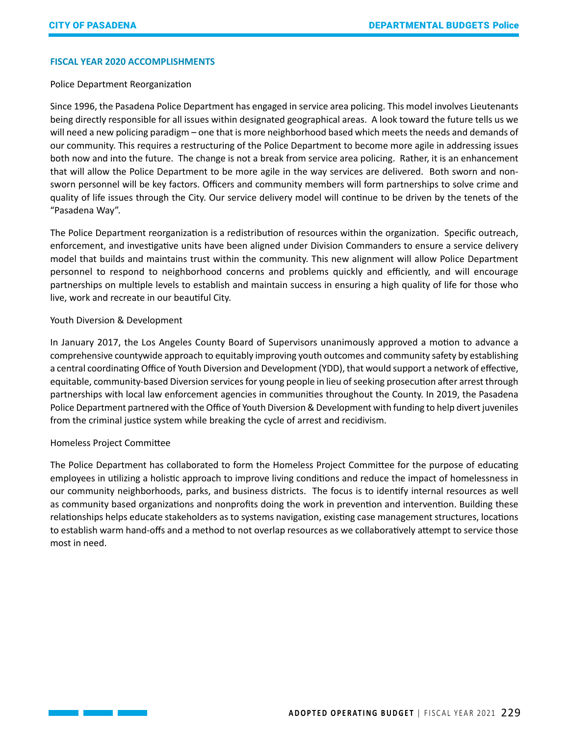## FISCAL YEAR 2020 ACCOMPLISHMENTS

### Police Department Reorganization

Since 1996, the Pasadena Police Department has engaged in service area policing. This model involves Lieutenants being directly responsible for all issues within designated geographical areas. A look toward the future tells us we will need a new policing paradigm – one that is more neighborhood based which meets the needs and demands of our community. This requires a restructuring of the Police Department to become more agile in addressing issues both now and into the future. The change is not a break from service area policing. Rather, it is an enhancement that will allow the Police Department to be more agile in the way services are delivered. Both sworn and non-sworn personnel will be key factors. Officers and community members will form partnerships to solve crime and quality of life issues through the City. Our service delivery model will continue to be driven by the tenets of the "Pasadena Way".

The Police Department reorganization is a redistribution of resources within the organization. Specific outreach, enforcement, and investigative units have been aligned under Division Commanders to ensure a service delivery model that builds and maintains trust within the community. This new alignment will allow Police Department personnel to respond to neighborhood concerns and problems quickly and efficiently, and will encourage partnerships on multiple levels to establish and maintain success in ensuring a high quality of life for those who live, work and recreate in our beautiful City.

### Youth Diversion & Development

In January 2017, the Los Angeles County Board of Supervisors unanimously approved a motion to advance a comprehensive countywide approach to equitably improving youth outcomes and community safety by establishing a central coordinating Office of Youth Diversion and Development (YDD), that would support a network of effective, equitable, community-based Diversion services for young people in lieu of seeking prosecution after arrest through partnerships with local law enforcement agencies in communities throughout the County. In 2019, the Pasadena Police Department partnered with the Office of Youth Diversion & Development with funding to help divert juveniles from the criminal justice system while breaking the cycle of arrest and recidivism.

### Homeless Project Committee

The Police Department has collaborated to form the Homeless Project Committee for the purpose of educating employees in utilizing a holistic approach to improve living conditions and reduce the impact of homelessness in our community neighborhoods, parks, and business districts. The focus is to identify internal resources as well as community based organizations and nonprofits doing the work in prevention and intervention. Building these relationships helps educate stakeholders as to systems navigation, existing case management structures, locations to establish warm hand-offs and a method to not overlap resources as we collaboratively attempt to service those most in need.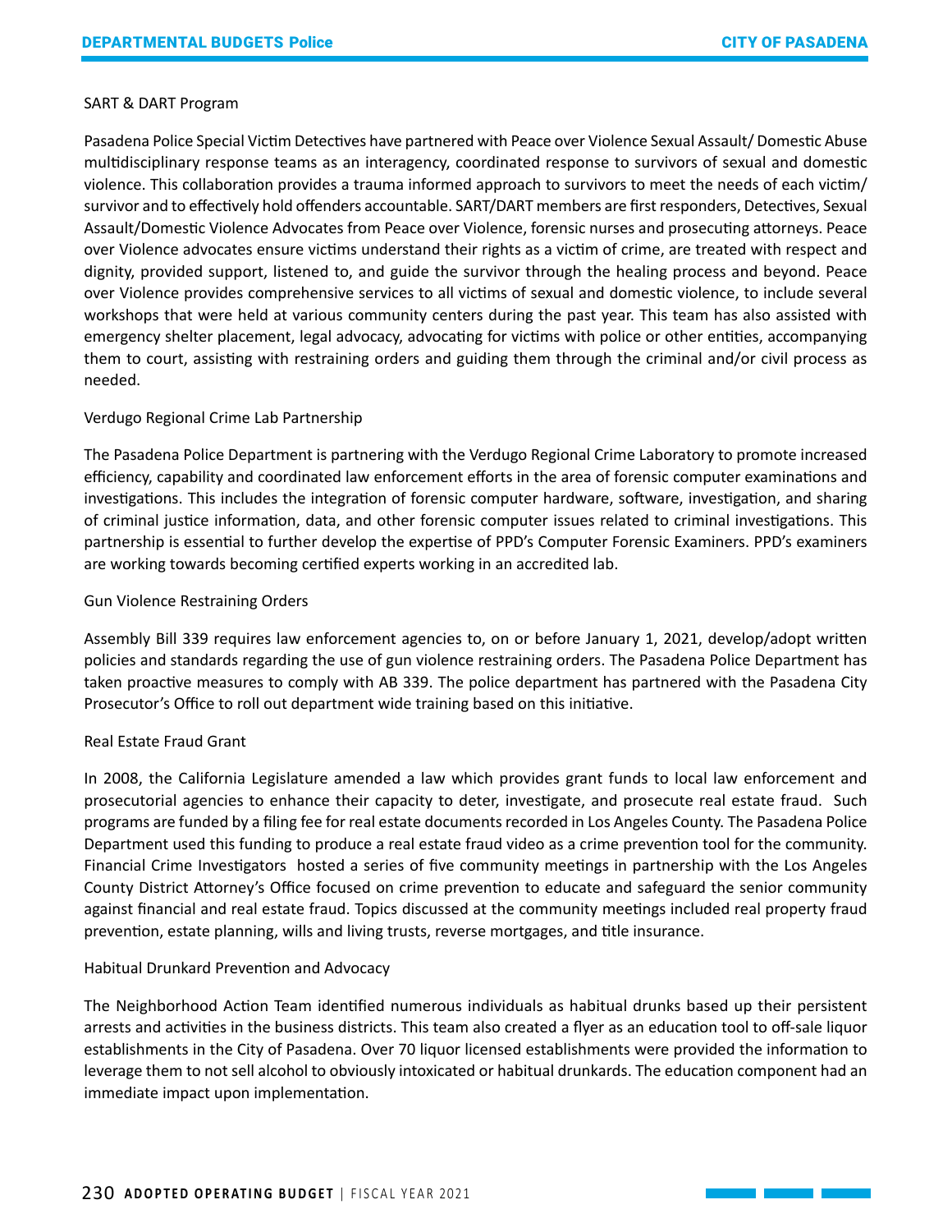SART & DART Program

Pasadena Police Special Victim Detectives have partnered with Peace over Violence Sexual Assault/ Domestic Abuse multidisciplinary response teams as an interagency, coordinated response to survivors of sexual and domestic violence. This collaboration provides a trauma informed approach to survivors to meet the needs of each victim/ survivor and to effectively hold offenders accountable. SART/DART members are first responders, Detectives, Sexual Assault/Domestic Violence Advocates from Peace over Violence, forensic nurses and prosecuting attorneys. Peace over Violence advocates ensure victims understand their rights as a victim of crime, are treated with respect and dignity, provided support, listened to, and guide the survivor through the healing process and beyond. Peace over Violence provides comprehensive services to all victims of sexual and domestic violence, to include several workshops that were held at various community centers during the past year. This team has also assisted with emergency shelter placement, legal advocacy, advocating for victims with police or other entities, accompanying them to court, assisting with restraining orders and guiding them through the criminal and/or civil process as needed.

Verdugo Regional Crime Lab Partnership

The Pasadena Police Department is partnering with the Verdugo Regional Crime Laboratory to promote increased efficiency, capability and coordinated law enforcement efforts in the area of forensic computer examinations and investigations. This includes the integration of forensic computer hardware, software, investigation, and sharing of criminal justice information, data, and other forensic computer issues related to criminal investigations. This partnership is essential to further develop the expertise of PPD's Computer Forensic Examiners. PPD's examiners are working towards becoming certified experts working in an accredited lab.

Gun Violence Restraining Orders

Assembly Bill 339 requires law enforcement agencies to, on or before January 1, 2021, develop/adopt written policies and standards regarding the use of gun violence restraining orders. The Pasadena Police Department has taken proactive measures to comply with AB 339. The police department has partnered with the Pasadena City Prosecutor's Office to roll out department wide training based on this initiative.

Real Estate Fraud Grant

In 2008, the California Legislature amended a law which provides grant funds to local law enforcement and prosecutorial agencies to enhance their capacity to deter, investigate, and prosecute real estate fraud. Such programs are funded by a filing fee for real estate documents recorded in Los Angeles County. The Pasadena Police Department used this funding to produce a real estate fraud video as a crime prevention tool for the community. Financial Crime Investigators hosted a series of five community meetings in partnership with the Los Angeles County District Attorney's Office focused on crime prevention to educate and safeguard the senior community against financial and real estate fraud. Topics discussed at the community meetings included real property fraud prevention, estate planning, wills and living trusts, reverse mortgages, and title insurance.

Habitual Drunkard Prevention and Advocacy

The Neighborhood Action Team identified numerous individuals as habitual drunks based up their persistent arrests and activities in the business districts. This team also created a flyer as an education tool to off-sale liquor establishments in the City of Pasadena. Over 70 liquor licensed establishments were provided the information to leverage them to not sell alcohol to obviously intoxicated or habitual drunkards. The education component had an immediate impact upon implementation.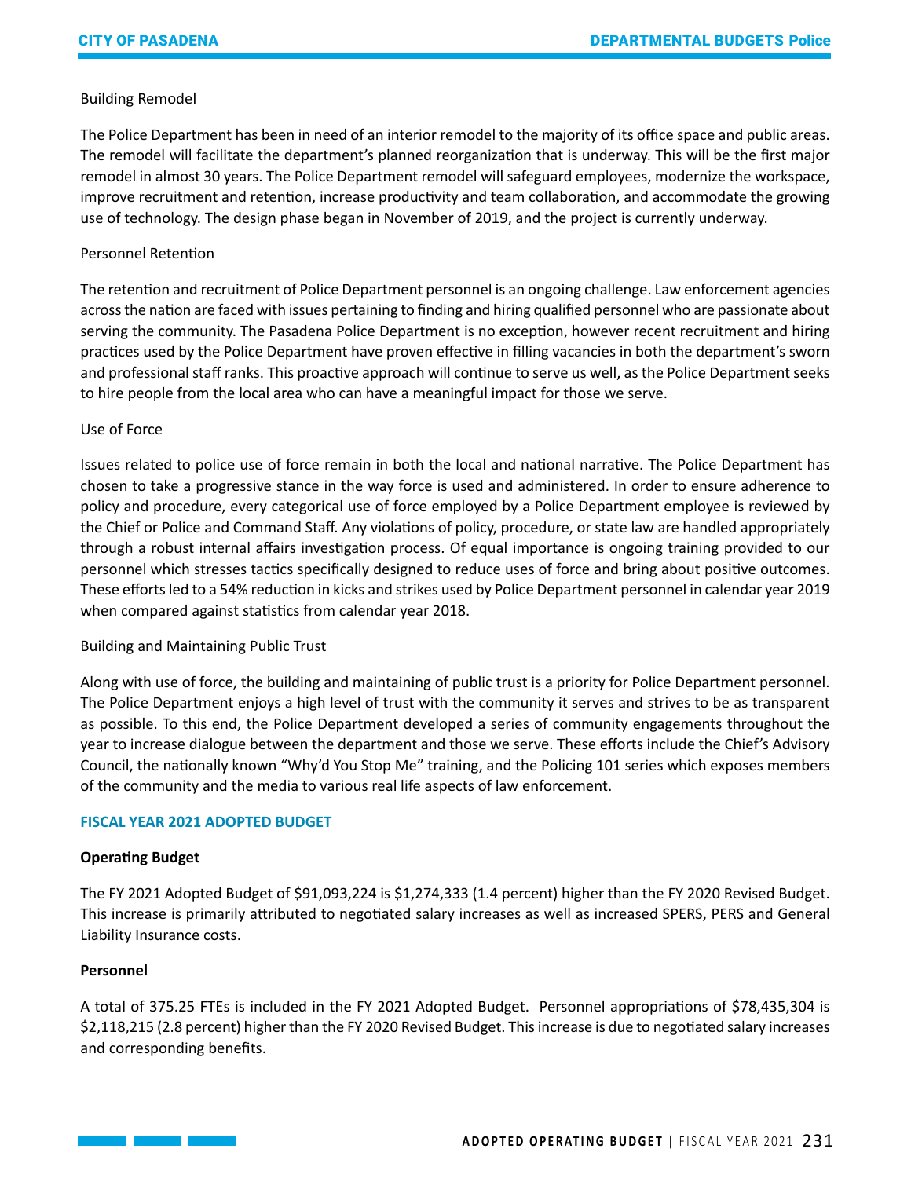Building Remodel

The Police Department has been in need of an interior remodel to the majority of its office space and public areas. The remodel will facilitate the department's planned reorganization that is underway. This will be the first major remodel in almost 30 years. The Police Department remodel will safeguard employees, modernize the workspace, improve recruitment and retention, increase productivity and team collaboration, and accommodate the growing use of technology. The design phase began in November of 2019, and the project is currently underway.

Personnel Retention

The retention and recruitment of Police Department personnel is an ongoing challenge. Law enforcement agencies across the nation are faced with issues pertaining to finding and hiring qualified personnel who are passionate about serving the community. The Pasadena Police Department is no exception, however recent recruitment and hiring practices used by the Police Department have proven effective in filling vacancies in both the department's sworn and professional staff ranks. This proactive approach will continue to serve us well, as the Police Department seeks to hire people from the local area who can have a meaningful impact for those we serve.

Use of Force

Issues related to police use of force remain in both the local and national narrative. The Police Department has chosen to take a progressive stance in the way force is used and administered. In order to ensure adherence to policy and procedure, every categorical use of force employed by a Police Department employee is reviewed by the Chief or Police and Command Staff. Any violations of policy, procedure, or state law are handled appropriately through a robust internal affairs investigation process. Of equal importance is ongoing training provided to our personnel which stresses tactics specifically designed to reduce uses of force and bring about positive outcomes. These efforts led to a 54% reduction in kicks and strikes used by Police Department personnel in calendar year 2019 when compared against statistics from calendar year 2018.

Building and Maintaining Public Trust

Along with use of force, the building and maintaining of public trust is a priority for Police Department personnel. The Police Department enjoys a high level of trust with the community it serves and strives to be as transparent as possible. To this end, the Police Department developed a series of community engagements throughout the year to increase dialogue between the department and those we serve. These efforts include the Chief's Advisory Council, the nationally known "Why'd You Stop Me" training, and the Policing 101 series which exposes members of the community and the media to various real life aspects of law enforcement.

## FISCAL YEAR 2021 ADOPTED BUDGET

**Operating Budget**

The FY 2021 Adopted Budget of $91,093,224 is $1,274,333 (1.4 percent) higher than the FY 2020 Revised Budget. This increase is primarily attributed to negotiated salary increases as well as increased SPERS, PERS and General Liability Insurance costs.

**Personnel**

A total of 375.25 FTEs is included in the FY 2021 Adopted Budget. Personnel appropriations of $78,435,304 is $2,118,215 (2.8 percent) higher than the FY 2020 Revised Budget. This increase is due to negotiated salary increases and corresponding benefits.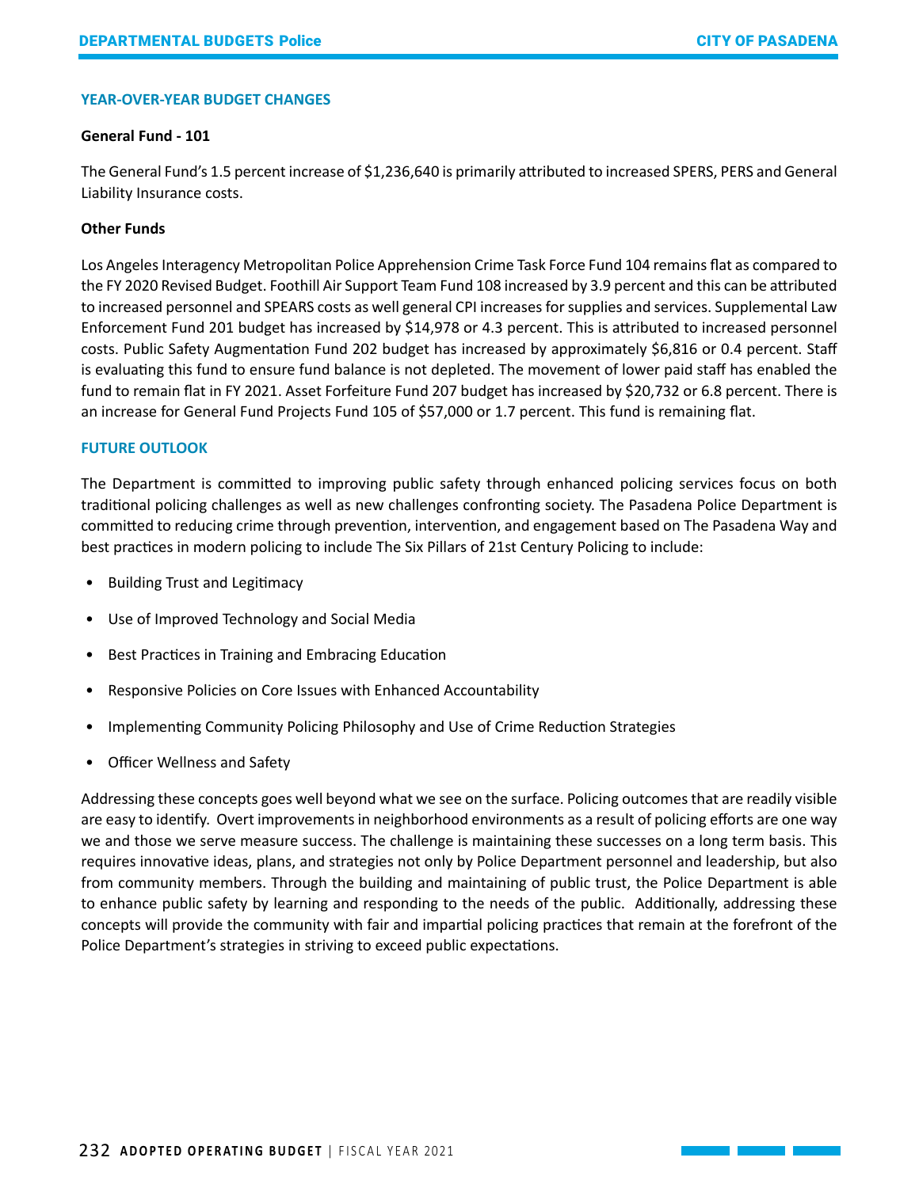## YEAR-OVER-YEAR BUDGET CHANGES

**General Fund - 101**

The General Fund's 1.5 percent increase of $1,236,640 is primarily attributed to increased SPERS, PERS and General Liability Insurance costs.

**Other Funds**

Los Angeles Interagency Metropolitan Police Apprehension Crime Task Force Fund 104 remains flat as compared to the FY 2020 Revised Budget. Foothill Air Support Team Fund 108 increased by 3.9 percent and this can be attributed to increased personnel and SPEARS costs as well general CPI increases for supplies and services. Supplemental Law Enforcement Fund 201 budget has increased by $14,978 or 4.3 percent. This is attributed to increased personnel costs. Public Safety Augmentation Fund 202 budget has increased by approximately $6,816 or 0.4 percent. Staff is evaluating this fund to ensure fund balance is not depleted. The movement of lower paid staff has enabled the fund to remain flat in FY 2021. Asset Forfeiture Fund 207 budget has increased by $20,732 or 6.8 percent. There is an increase for General Fund Projects Fund 105 of $57,000 or 1.7 percent. This fund is remaining flat.

## FUTURE OUTLOOK

The Department is committed to improving public safety through enhanced policing services focus on both traditional policing challenges as well as new challenges confronting society. The Pasadena Police Department is committed to reducing crime through prevention, intervention, and engagement based on The Pasadena Way and best practices in modern policing to include The Six Pillars of 21st Century Policing to include:

- Building Trust and Legitimacy
- Use of Improved Technology and Social Media
- Best Practices in Training and Embracing Education
- Responsive Policies on Core Issues with Enhanced Accountability
- Implementing Community Policing Philosophy and Use of Crime Reduction Strategies
- Officer Wellness and Safety

Addressing these concepts goes well beyond what we see on the surface. Policing outcomes that are readily visible are easy to identify. Overt improvements in neighborhood environments as a result of policing efforts are one way we and those we serve measure success. The challenge is maintaining these successes on a long term basis. This requires innovative ideas, plans, and strategies not only by Police Department personnel and leadership, but also from community members. Through the building and maintaining of public trust, the Police Department is able to enhance public safety by learning and responding to the needs of the public. Additionally, addressing these concepts will provide the community with fair and impartial policing practices that remain at the forefront of the Police Department's strategies in striving to exceed public expectations.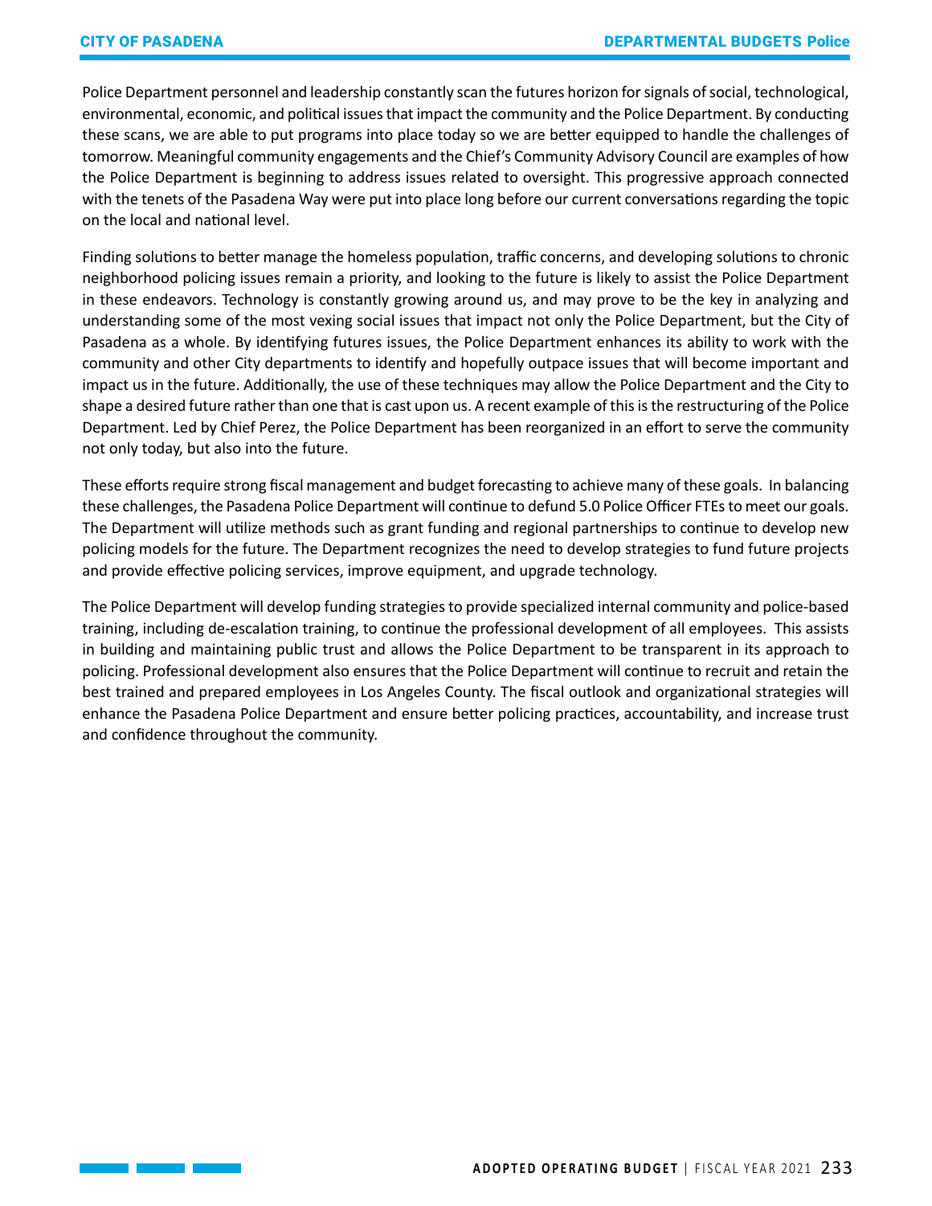Police Department personnel and leadership constantly scan the futures horizon for signals of social, technological, environmental, economic, and political issues that impact the community and the Police Department. By conducting these scans, we are able to put programs into place today so we are better equipped to handle the challenges of tomorrow. Meaningful community engagements and the Chief's Community Advisory Council are examples of how the Police Department is beginning to address issues related to oversight. This progressive approach connected with the tenets of the Pasadena Way were put into place long before our current conversations regarding the topic on the local and national level.

Finding solutions to better manage the homeless population, traffic concerns, and developing solutions to chronic neighborhood policing issues remain a priority, and looking to the future is likely to assist the Police Department in these endeavors. Technology is constantly growing around us, and may prove to be the key in analyzing and understanding some of the most vexing social issues that impact not only the Police Department, but the City of Pasadena as a whole. By identifying futures issues, the Police Department enhances its ability to work with the community and other City departments to identify and hopefully outpace issues that will become important and impact us in the future. Additionally, the use of these techniques may allow the Police Department and the City to shape a desired future rather than one that is cast upon us. A recent example of this is the restructuring of the Police Department. Led by Chief Perez, the Police Department has been reorganized in an effort to serve the community not only today, but also into the future.

These efforts require strong fiscal management and budget forecasting to achieve many of these goals. In balancing these challenges, the Pasadena Police Department will continue to defund 5.0 Police Officer FTEs to meet our goals. The Department will utilize methods such as grant funding and regional partnerships to continue to develop new policing models for the future. The Department recognizes the need to develop strategies to fund future projects and provide effective policing services, improve equipment, and upgrade technology.

The Police Department will develop funding strategies to provide specialized internal community and police-based training, including de-escalation training, to continue the professional development of all employees. This assists in building and maintaining public trust and allows the Police Department to be transparent in its approach to policing. Professional development also ensures that the Police Department will continue to recruit and retain the best trained and prepared employees in Los Angeles County. The fiscal outlook and organizational strategies will enhance the Pasadena Police Department and ensure better policing practices, accountability, and increase trust and confidence throughout the community.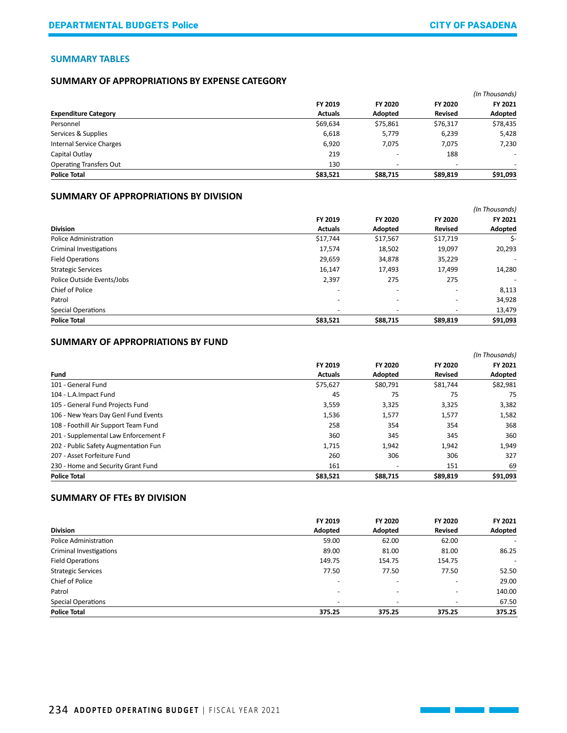## SUMMARY TABLES

### SUMMARY OF APPROPRIATIONS BY EXPENSE CATEGORY

*(In Thousands)*

| Expenditure Category | FY 2019 Actuals | FY 2020 Adopted | FY 2020 Revised | FY 2021 Adopted |
|---|---|---|---|---|
| Personnel | $69,634 | $75,861 | $76,317 | $78,435 |
| Services & Supplies | 6,618 | 5,779 | 6,239 | 5,428 |
| Internal Service Charges | 6,920 | 7,075 | 7,075 | 7,230 |
| Capital Outlay | 219 | - | 188 | - |
| Operating Transfers Out | 130 | - | - | - |
| **Police Total** | **$83,521** | **$88,715** | **$89,819** | **$91,093** |

### SUMMARY OF APPROPRIATIONS BY DIVISION

*(In Thousands)*

| Division | FY 2019 Actuals | FY 2020 Adopted | FY 2020 Revised | FY 2021 Adopted |
|---|---|---|---|---|
| Police Administration | $17,744 | $17,567 | $17,719 | $- |
| Criminal Investigations | 17,574 | 18,502 | 19,097 | 20,293 |
| Field Operations | 29,659 | 34,878 | 35,229 | - |
| Strategic Services | 16,147 | 17,493 | 17,499 | 14,280 |
| Police Outside Events/Jobs | 2,397 | 275 | 275 | - |
| Chief of Police | - | - | - | 8,113 |
| Patrol | - | - | - | 34,928 |
| Special Operations | - | - | - | 13,479 |
| **Police Total** | **$83,521** | **$88,715** | **$89,819** | **$91,093** |

### SUMMARY OF APPROPRIATIONS BY FUND

*(In Thousands)*

| Fund | FY 2019 Actuals | FY 2020 Adopted | FY 2020 Revised | FY 2021 Adopted |
|---|---|---|---|---|
| 101 - General Fund | $75,627 | $80,791 | $81,744 | $82,981 |
| 104 - L.A.Impact Fund | 45 | 75 | 75 | 75 |
| 105 - General Fund Projects Fund | 3,559 | 3,325 | 3,325 | 3,382 |
| 106 - New Years Day Genl Fund Events | 1,536 | 1,577 | 1,577 | 1,582 |
| 108 - Foothill Air Support Team Fund | 258 | 354 | 354 | 368 |
| 201 - Supplemental Law Enforcement F | 360 | 345 | 345 | 360 |
| 202 - Public Safety Augmentation Fun | 1,715 | 1,942 | 1,942 | 1,949 |
| 207 - Asset Forfeiture Fund | 260 | 306 | 306 | 327 |
| 230 - Home and Security Grant Fund | 161 | - | 151 | 69 |
| **Police Total** | **$83,521** | **$88,715** | **$89,819** | **$91,093** |

### SUMMARY OF FTEs BY DIVISION

| Division | FY 2019 Adopted | FY 2020 Adopted | FY 2020 Revised | FY 2021 Adopted |
|---|---|---|---|---|
| Police Administration | 59.00 | 62.00 | 62.00 | - |
| Criminal Investigations | 89.00 | 81.00 | 81.00 | 86.25 |
| Field Operations | 149.75 | 154.75 | 154.75 | - |
| Strategic Services | 77.50 | 77.50 | 77.50 | 52.50 |
| Chief of Police | - | - | - | 29.00 |
| Patrol | - | - | - | 140.00 |
| Special Operations | - | - | - | 67.50 |
| **Police Total** | **375.25** | **375.25** | **375.25** | **375.25** |